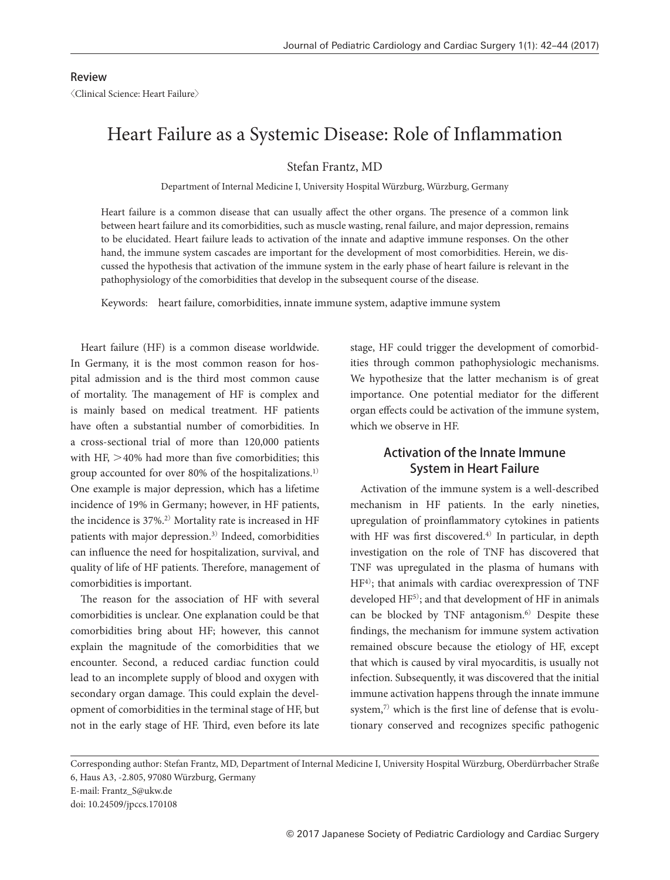Review

〈Clinical Science: Heart Failure〉

# Heart Failure as a Systemic Disease: Role of Inflammation

Stefan Frantz, MD

Department of Internal Medicine I, University Hospital Würzburg, Würzburg, Germany

Heart failure is a common disease that can usually affect the other organs. The presence of a common link between heart failure and its comorbidities, such as muscle wasting, renal failure, and major depression, remains to be elucidated. Heart failure leads to activation of the innate and adaptive immune responses. On the other hand, the immune system cascades are important for the development of most comorbidities. Herein, we discussed the hypothesis that activation of the immune system in the early phase of heart failure is relevant in the pathophysiology of the comorbidities that develop in the subsequent course of the disease.

Keywords: heart failure, comorbidities, innate immune system, adaptive immune system

Heart failure (HF) is a common disease worldwide. In Germany, it is the most common reason for hospital admission and is the third most common cause of mortality. The management of HF is complex and is mainly based on medical treatment. HF patients have often a substantial number of comorbidities. In a cross-sectional trial of more than 120,000 patients with HF, >40% had more than five comorbidities; this group accounted for over 80% of the hospitalizations.[1] One example is major depression, which has a lifetime incidence of 19% in Germany; however, in HF patients, the incidence is 37%.[2] Mortality rate is increased in HF patients with major depression.[3] Indeed, comorbidities can influence the need for hospitalization, survival, and quality of life of HF patients. Therefore, management of comorbidities is important.

The reason for the association of HF with several comorbidities is unclear. One explanation could be that comorbidities bring about HF; however, this cannot explain the magnitude of the comorbidities that we encounter. Second, a reduced cardiac function could lead to an incomplete supply of blood and oxygen with secondary organ damage. This could explain the development of comorbidities in the terminal stage of HF, but not in the early stage of HF. Third, even before its late stage, HF could trigger the development of comorbidities through common pathophysiologic mechanisms. We hypothesize that the latter mechanism is of great importance. One potential mediator for the different organ effects could be activation of the immune system, which we observe in HF.

## Activation of the Innate Immune System in Heart Failure

Activation of the immune system is a well-described mechanism in HF patients. In the early nineties, upregulation of proinflammatory cytokines in patients with HF was first discovered.[4] In particular, in depth investigation on the role of TNF has discovered that TNF was upregulated in the plasma of humans with HF[4]; that animals with cardiac overexpression of TNF developed HF[5]; and that development of HF in animals can be blocked by TNF antagonism.[6] Despite these findings, the mechanism for immune system activation remained obscure because the etiology of HF, except that which is caused by viral myocarditis, is usually not infection. Subsequently, it was discovered that the initial immune activation happens through the innate immune system,[7] which is the first line of defense that is evolutionary conserved and recognizes specific pathogenic

Corresponding author: Stefan Frantz, MD, Department of Internal Medicine I, University Hospital Würzburg, Oberdürrbacher Straße 6, Haus A3, -2.805, 97080 Würzburg, Germany
E-mail: Frantz_S@ukw.de
doi: 10.24509/jpccs.170108

© 2017 Japanese Society of Pediatric Cardiology and Cardiac Surgery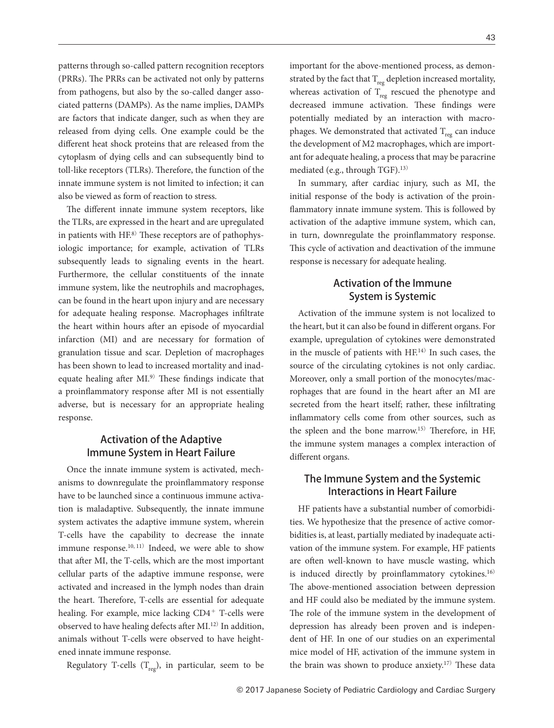patterns through so-called pattern recognition receptors (PRRs). The PRRs can be activated not only by patterns from pathogens, but also by the so-called danger associated patterns (DAMPs). As the name implies, DAMPs are factors that indicate danger, such as when they are released from dying cells. One example could be the different heat shock proteins that are released from the cytoplasm of dying cells and can subsequently bind to toll-like receptors (TLRs). Therefore, the function of the innate immune system is not limited to infection; it can also be viewed as form of reaction to stress.

The different innate immune system receptors, like the TLRs, are expressed in the heart and are upregulated in patients with HF.[8] These receptors are of pathophysiologic importance; for example, activation of TLRs subsequently leads to signaling events in the heart. Furthermore, the cellular constituents of the innate immune system, like the neutrophils and macrophages, can be found in the heart upon injury and are necessary for adequate healing response. Macrophages infiltrate the heart within hours after an episode of myocardial infarction (MI) and are necessary for formation of granulation tissue and scar. Depletion of macrophages has been shown to lead to increased mortality and inadequate healing after MI.[9] These findings indicate that a proinflammatory response after MI is not essentially adverse, but is necessary for an appropriate healing response.

## Activation of the Adaptive Immune System in Heart Failure

Once the innate immune system is activated, mechanisms to downregulate the proinflammatory response have to be launched since a continuous immune activation is maladaptive. Subsequently, the innate immune system activates the adaptive immune system, wherein T-cells have the capability to decrease the innate immune response.[10,11] Indeed, we were able to show that after MI, the T-cells, which are the most important cellular parts of the adaptive immune response, were activated and increased in the lymph nodes than drain the heart. Therefore, T-cells are essential for adequate healing. For example, mice lacking $CD4^+$ T-cells were observed to have healing defects after MI.[12] In addition, animals without T-cells were observed to have heightened innate immune response.

Regulatory T-cells ($T_{reg}$), in particular, seem to be important for the above-mentioned process, as demonstrated by the fact that $T_{reg}$ depletion increased mortality, whereas activation of $T_{reg}$ rescued the phenotype and decreased immune activation. These findings were potentially mediated by an interaction with macrophages. We demonstrated that activated $T_{reg}$ can induce the development of M2 macrophages, which are important for adequate healing, a process that may be paracrine mediated (e.g., through TGF).[13]

In summary, after cardiac injury, such as MI, the initial response of the body is activation of the proinflammatory innate immune system. This is followed by activation of the adaptive immune system, which can, in turn, downregulate the proinflammatory response. This cycle of activation and deactivation of the immune response is necessary for adequate healing.

## Activation of the Immune System is Systemic

Activation of the immune system is not localized to the heart, but it can also be found in different organs. For example, upregulation of cytokines were demonstrated in the muscle of patients with HF.[14] In such cases, the source of the circulating cytokines is not only cardiac. Moreover, only a small portion of the monocytes/macrophages that are found in the heart after an MI are secreted from the heart itself; rather, these infiltrating inflammatory cells come from other sources, such as the spleen and the bone marrow.[15] Therefore, in HF, the immune system manages a complex interaction of different organs.

## The Immune System and the Systemic Interactions in Heart Failure

HF patients have a substantial number of comorbidities. We hypothesize that the presence of active comorbidities is, at least, partially mediated by inadequate activation of the immune system. For example, HF patients are often well-known to have muscle wasting, which is induced directly by proinflammatory cytokines.[16] The above-mentioned association between depression and HF could also be mediated by the immune system. The role of the immune system in the development of depression has already been proven and is independent of HF. In one of our studies on an experimental mice model of HF, activation of the immune system in the brain was shown to produce anxiety.[17] These data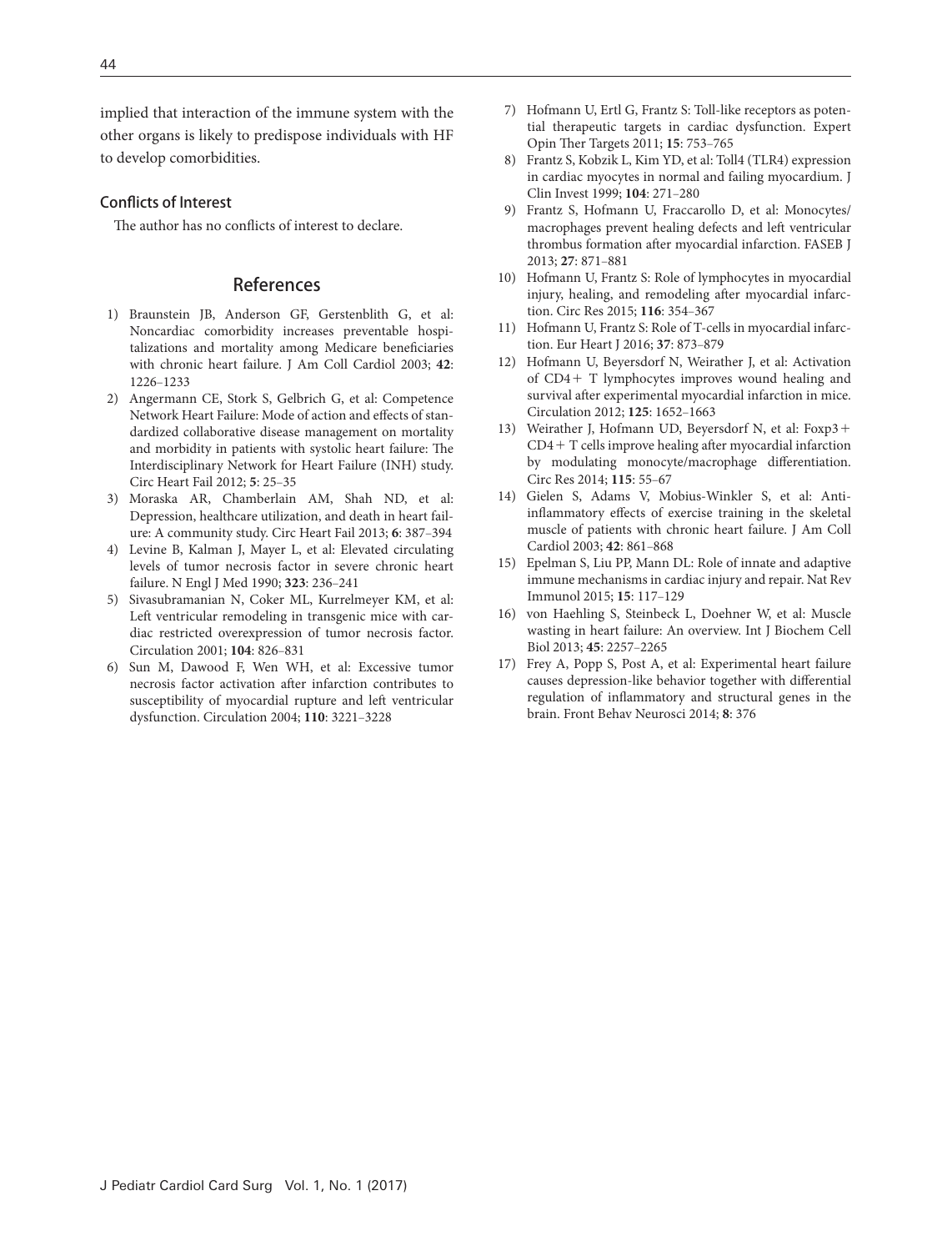implied that interaction of the immune system with the other organs is likely to predispose individuals with HF to develop comorbidities.

### Conflicts of Interest

The author has no conflicts of interest to declare.

## References

1) Braunstein JB, Anderson GF, Gerstenblith G, et al: Noncardiac comorbidity increases preventable hospitalizations and mortality among Medicare beneficiaries with chronic heart failure. J Am Coll Cardiol 2003; **42**: 1226–1233
2) Angermann CE, Stork S, Gelbrich G, et al: Competence Network Heart Failure: Mode of action and effects of standardized collaborative disease management on mortality and morbidity in patients with systolic heart failure: The Interdisciplinary Network for Heart Failure (INH) study. Circ Heart Fail 2012; **5**: 25–35
3) Moraska AR, Chamberlain AM, Shah ND, et al: Depression, healthcare utilization, and death in heart failure: A community study. Circ Heart Fail 2013; **6**: 387–394
4) Levine B, Kalman J, Mayer L, et al: Elevated circulating levels of tumor necrosis factor in severe chronic heart failure. N Engl J Med 1990; **323**: 236–241
5) Sivasubramanian N, Coker ML, Kurrelmeyer KM, et al: Left ventricular remodeling in transgenic mice with cardiac restricted overexpression of tumor necrosis factor. Circulation 2001; **104**: 826–831
6) Sun M, Dawood F, Wen WH, et al: Excessive tumor necrosis factor activation after infarction contributes to susceptibility of myocardial rupture and left ventricular dysfunction. Circulation 2004; **110**: 3221–3228
7) Hofmann U, Ertl G, Frantz S: Toll-like receptors as potential therapeutic targets in cardiac dysfunction. Expert Opin Ther Targets 2011; **15**: 753–765
8) Frantz S, Kobzik L, Kim YD, et al: Toll4 (TLR4) expression in cardiac myocytes in normal and failing myocardium. J Clin Invest 1999; **104**: 271–280
9) Frantz S, Hofmann U, Fraccarollo D, et al: Monocytes/macrophages prevent healing defects and left ventricular thrombus formation after myocardial infarction. FASEB J 2013; **27**: 871–881
10) Hofmann U, Frantz S: Role of lymphocytes in myocardial injury, healing, and remodeling after myocardial infarction. Circ Res 2015; **116**: 354–367
11) Hofmann U, Frantz S: Role of T-cells in myocardial infarction. Eur Heart J 2016; **37**: 873–879
12) Hofmann U, Beyersdorf N, Weirather J, et al: Activation of CD4+ T lymphocytes improves wound healing and survival after experimental myocardial infarction in mice. Circulation 2012; **125**: 1652–1663
13) Weirather J, Hofmann UD, Beyersdorf N, et al: Foxp3+ CD4+ T cells improve healing after myocardial infarction by modulating monocyte/macrophage differentiation. Circ Res 2014; **115**: 55–67
14) Gielen S, Adams V, Mobius-Winkler S, et al: Anti-inflammatory effects of exercise training in the skeletal muscle of patients with chronic heart failure. J Am Coll Cardiol 2003; **42**: 861–868
15) Epelman S, Liu PP, Mann DL: Role of innate and adaptive immune mechanisms in cardiac injury and repair. Nat Rev Immunol 2015; **15**: 117–129
16) von Haehling S, Steinbeck L, Doehner W, et al: Muscle wasting in heart failure: An overview. Int J Biochem Cell Biol 2013; **45**: 2257–2265
17) Frey A, Popp S, Post A, et al: Experimental heart failure causes depression-like behavior together with differential regulation of inflammatory and structural genes in the brain. Front Behav Neurosci 2014; **8**: 376